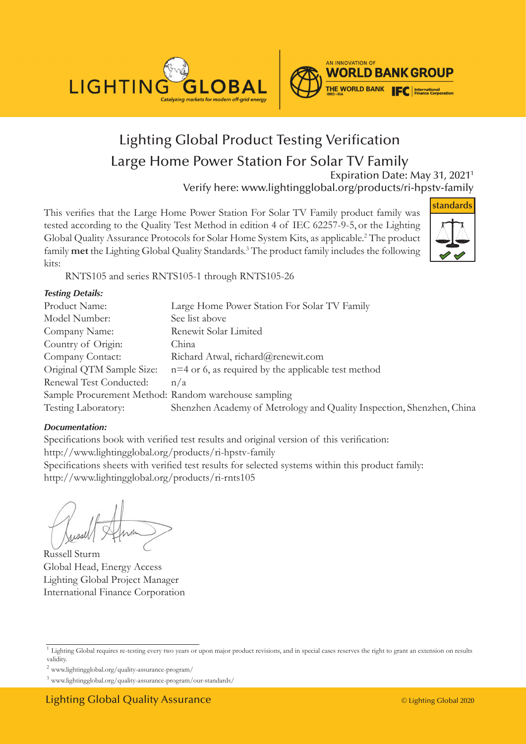LIGHTING GLOBAL

*Catalyzing markets for modern off-grid energy*

AN INNOVATION OF **WORLD BANK GROUP**

THE WORLD BANK | IFC International Finance Corporation

# Lighting Global Product Testing Verification

## Large Home Power Station For Solar TV Family

Expiration Date: May 31, 2021[1]

Verify here: www.lightingglobal.org/products/ri-hpstv-family

This verifies that the Large Home Power Station For Solar TV Family product family was tested according to the Quality Test Method in edition 4 of IEC 62257-9-5, or the Lighting Global Quality Assurance Protocols for Solar Home System Kits, as applicable.[2] The product family **met** the Lighting Global Quality Standards.[3] The product family includes the following kits:

RNTS105 and series RNTS105-1 through RNTS105-26

**standards**

***Testing Details:***

| | |
|---|---|
| Product Name: | Large Home Power Station For Solar TV Family |
| Model Number: | See list above |
| Company Name: | Renewit Solar Limited |
| Country of Origin: | China |
| Company Contact: | Richard Atwal, richard@renewit.com |
| Original QTM Sample Size: | n=4 or 6, as required by the applicable test method |
| Renewal Test Conducted: | n/a |
| Sample Procurement Method: | Random warehouse sampling |
| Testing Laboratory: | Shenzhen Academy of Metrology and Quality Inspection, Shenzhen, China |

***Documentation:***

Specifications book with verified test results and original version of this verification:
http://www.lightingglobal.org/products/ri-hpstv-family

Specifications sheets with verified test results for selected systems within this product family:
http://www.lightingglobal.org/products/ri-rnts105

Russell Sturm
Global Head, Energy Access
Lighting Global Project Manager
International Finance Corporation

---

[1] Lighting Global requires re-testing every two years or upon major product revisions, and in special cases reserves the right to grant an extension on results validity.

[2] www.lightingglobal.org/quality-assurance-program/

[3] www.lightingglobal.org/quality-assurance-program/our-standards/

Lighting Global Quality Assurance © Lighting Global 2020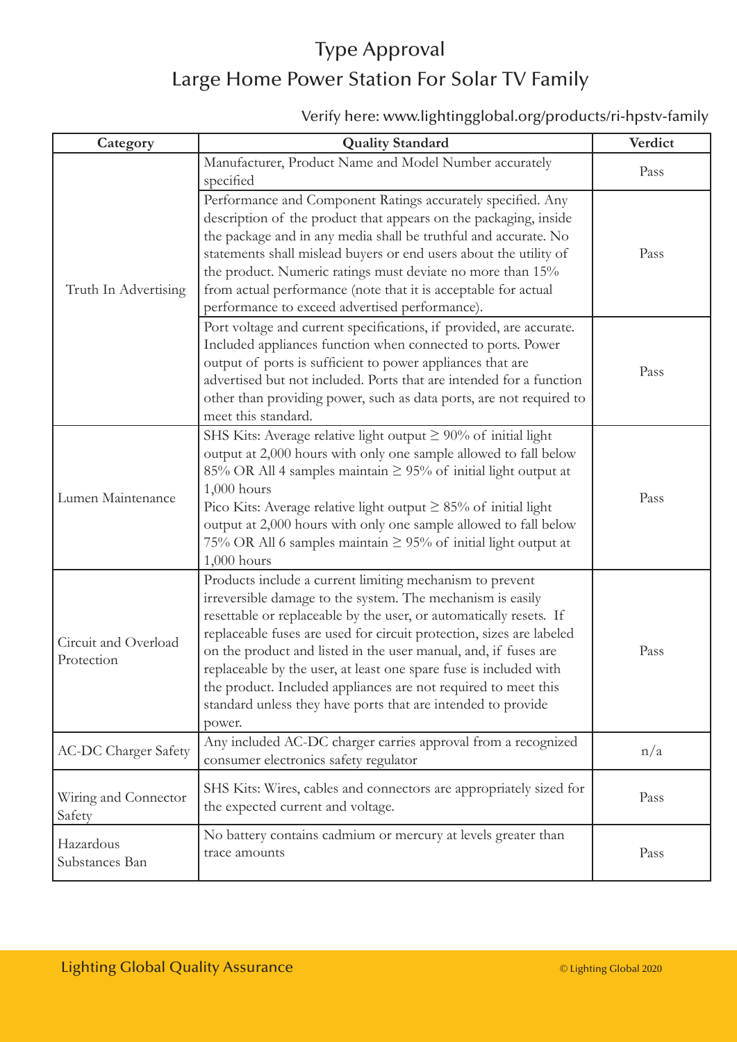# Type Approval

## Large Home Power Station For Solar TV Family

Verify here: www.lightingglobal.org/products/ri-hpstv-family

| Category | Quality Standard | Verdict |
|---|---|---|
| Truth In Advertising | Manufacturer, Product Name and Model Number accurately specified | Pass |
| | Performance and Component Ratings accurately specified. Any description of the product that appears on the packaging, inside the package and in any media shall be truthful and accurate. No statements shall mislead buyers or end users about the utility of the product. Numeric ratings must deviate no more than 15% from actual performance (note that it is acceptable for actual performance to exceed advertised performance). | Pass |
| | Port voltage and current specifications, if provided, are accurate. Included appliances function when connected to ports. Power output of ports is sufficient to power appliances that are advertised but not included. Ports that are intended for a function other than providing power, such as data ports, are not required to meet this standard. | Pass |
| Lumen Maintenance | SHS Kits: Average relative light output ≥ 90% of initial light output at 2,000 hours with only one sample allowed to fall below 85% OR All 4 samples maintain ≥ 95% of initial light output at 1,000 hours<br>Pico Kits: Average relative light output ≥ 85% of initial light output at 2,000 hours with only one sample allowed to fall below 75% OR All 6 samples maintain ≥ 95% of initial light output at 1,000 hours | Pass |
| Circuit and Overload Protection | Products include a current limiting mechanism to prevent irreversible damage to the system. The mechanism is easily resettable or replaceable by the user, or automatically resets. If replaceable fuses are used for circuit protection, sizes are labeled on the product and listed in the user manual, and, if fuses are replaceable by the user, at least one spare fuse is included with the product. Included appliances are not required to meet this standard unless they have ports that are intended to provide power. | Pass |
| AC-DC Charger Safety | Any included AC-DC charger carries approval from a recognized consumer electronics safety regulator | n/a |
| Wiring and Connector Safety | SHS Kits: Wires, cables and connectors are appropriately sized for the expected current and voltage. | Pass |
| Hazardous Substances Ban | No battery contains cadmium or mercury at levels greater than trace amounts | Pass |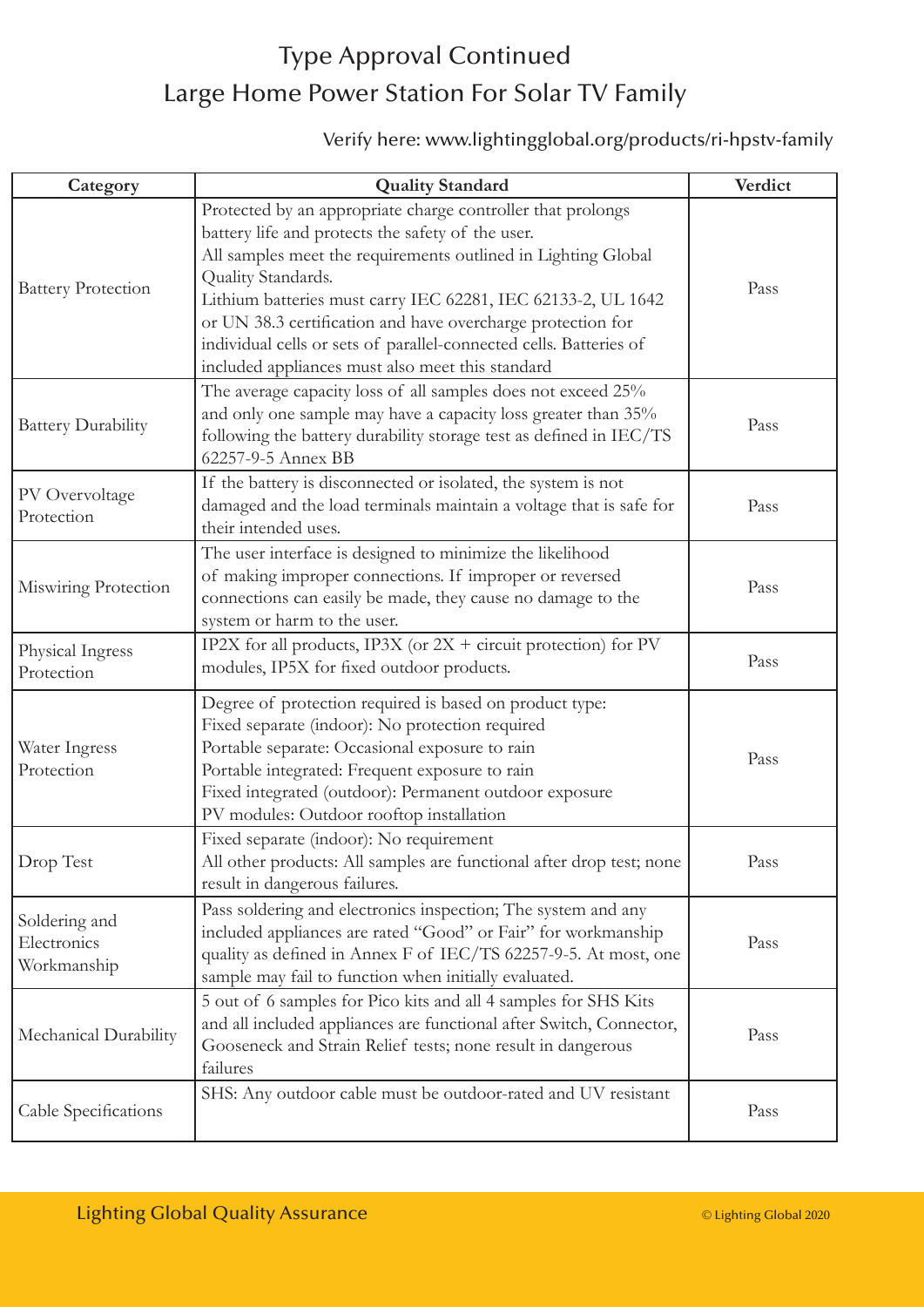# Type Approval Continued
## Large Home Power Station For Solar TV Family

Verify here: www.lightingglobal.org/products/ri-hpstv-family

| Category | Quality Standard | Verdict |
|---|---|---|
| Battery Protection | Protected by an appropriate charge controller that prolongs battery life and protects the safety of the user. All samples meet the requirements outlined in Lighting Global Quality Standards. Lithium batteries must carry IEC 62281, IEC 62133-2, UL 1642 or UN 38.3 certification and have overcharge protection for individual cells or sets of parallel-connected cells. Batteries of included appliances must also meet this standard | Pass |
| Battery Durability | The average capacity loss of all samples does not exceed 25% and only one sample may have a capacity loss greater than 35% following the battery durability storage test as defined in IEC/TS 62257-9-5 Annex BB | Pass |
| PV Overvoltage Protection | If the battery is disconnected or isolated, the system is not damaged and the load terminals maintain a voltage that is safe for their intended uses. | Pass |
| Miswiring Protection | The user interface is designed to minimize the likelihood of making improper connections. If improper or reversed connections can easily be made, they cause no damage to the system or harm to the user. | Pass |
| Physical Ingress Protection | IP2X for all products, IP3X (or 2X + circuit protection) for PV modules, IP5X for fixed outdoor products. | Pass |
| Water Ingress Protection | Degree of protection required is based on product type: Fixed separate (indoor): No protection required Portable separate: Occasional exposure to rain Portable integrated: Frequent exposure to rain Fixed integrated (outdoor): Permanent outdoor exposure PV modules: Outdoor rooftop installation | Pass |
| Drop Test | Fixed separate (indoor): No requirement All other products: All samples are functional after drop test; none result in dangerous failures. | Pass |
| Soldering and Electronics Workmanship | Pass soldering and electronics inspection; The system and any included appliances are rated "Good" or Fair" for workmanship quality as defined in Annex F of IEC/TS 62257-9-5. At most, one sample may fail to function when initially evaluated. | Pass |
| Mechanical Durability | 5 out of 6 samples for Pico kits and all 4 samples for SHS Kits and all included appliances are functional after Switch, Connector, Gooseneck and Strain Relief tests; none result in dangerous failures | Pass |
| Cable Specifications | SHS: Any outdoor cable must be outdoor-rated and UV resistant | Pass |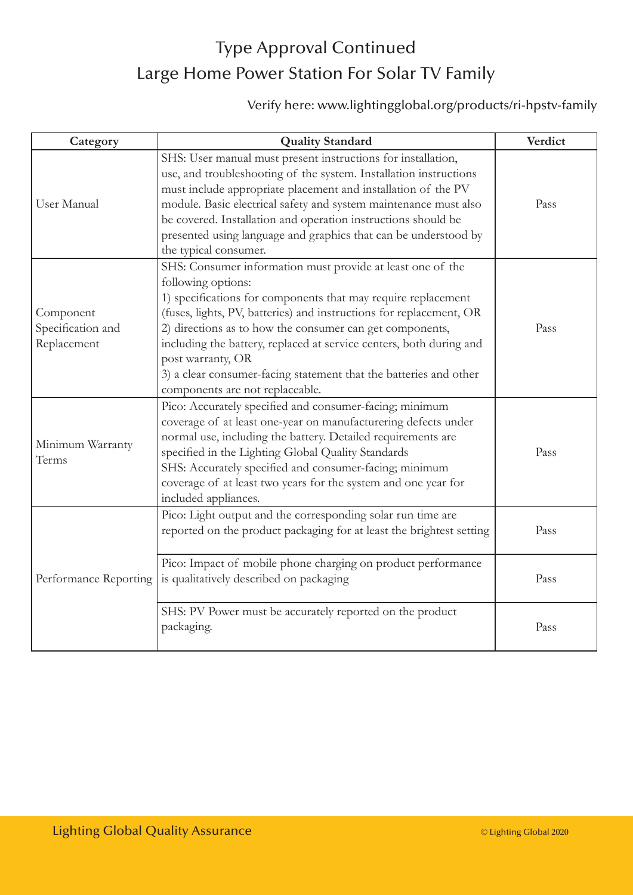# Type Approval Continued
## Large Home Power Station For Solar TV Family

Verify here: www.lightingglobal.org/products/ri-hpstv-family

| Category | Quality Standard | Verdict |
|---|---|---|
| User Manual | SHS: User manual must present instructions for installation, use, and troubleshooting of the system. Installation instructions must include appropriate placement and installation of the PV module. Basic electrical safety and system maintenance must also be covered. Installation and operation instructions should be presented using language and graphics that can be understood by the typical consumer. | Pass |
| Component Specification and Replacement | SHS: Consumer information must provide at least one of the following options:<br>1) specifications for components that may require replacement (fuses, lights, PV, batteries) and instructions for replacement, OR<br>2) directions as to how the consumer can get components, including the battery, replaced at service centers, both during and post warranty, OR<br>3) a clear consumer-facing statement that the batteries and other components are not replaceable. | Pass |
| Minimum Warranty Terms | Pico: Accurately specified and consumer-facing; minimum coverage of at least one-year on manufacturering defects under normal use, including the battery. Detailed requirements are specified in the Lighting Global Quality Standards<br>SHS: Accurately specified and consumer-facing; minimum coverage of at least two years for the system and one year for included appliances. | Pass |
| Performance Reporting | Pico: Light output and the corresponding solar run time are reported on the product packaging for at least the brightest setting | Pass |
| | Pico: Impact of mobile phone charging on product performance is qualitatively described on packaging | Pass |
| | SHS: PV Power must be accurately reported on the product packaging. | Pass |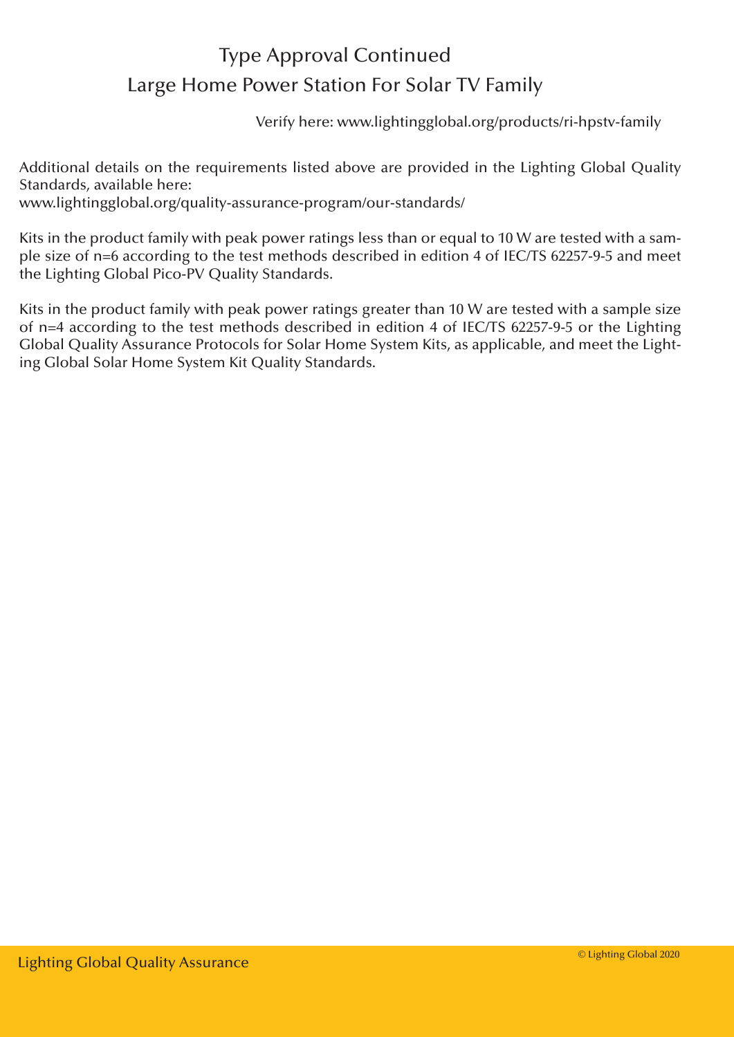# Type Approval Continued
## Large Home Power Station For Solar TV Family

Verify here: www.lightingglobal.org/products/ri-hpstv-family

Additional details on the requirements listed above are provided in the Lighting Global Quality Standards, available here:
www.lightingglobal.org/quality-assurance-program/our-standards/

Kits in the product family with peak power ratings less than or equal to 10 W are tested with a sample size of n=6 according to the test methods described in edition 4 of IEC/TS 62257-9-5 and meet the Lighting Global Pico-PV Quality Standards.

Kits in the product family with peak power ratings greater than 10 W are tested with a sample size of n=4 according to the test methods described in edition 4 of IEC/TS 62257-9-5 or the Lighting Global Quality Assurance Protocols for Solar Home System Kits, as applicable, and meet the Lighting Global Solar Home System Kit Quality Standards.